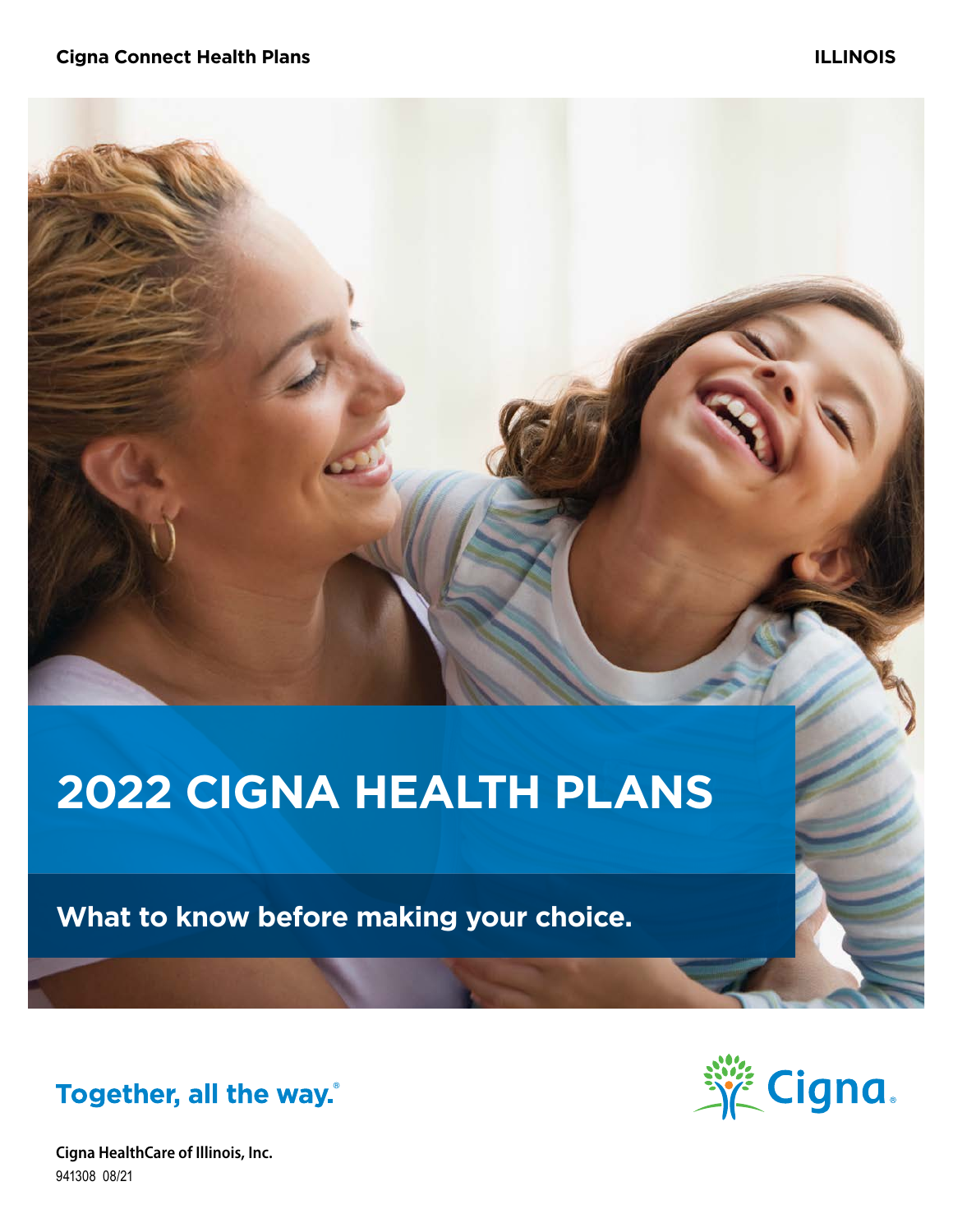**Cigna Connect Health Plans** **ILLINOIS**

# 2022 CIGNA HEALTH PLANS

## What to know before making your choice.

**Together, all the way.®**

Cigna

**Cigna HealthCare of Illinois, Inc.**
941308 08/21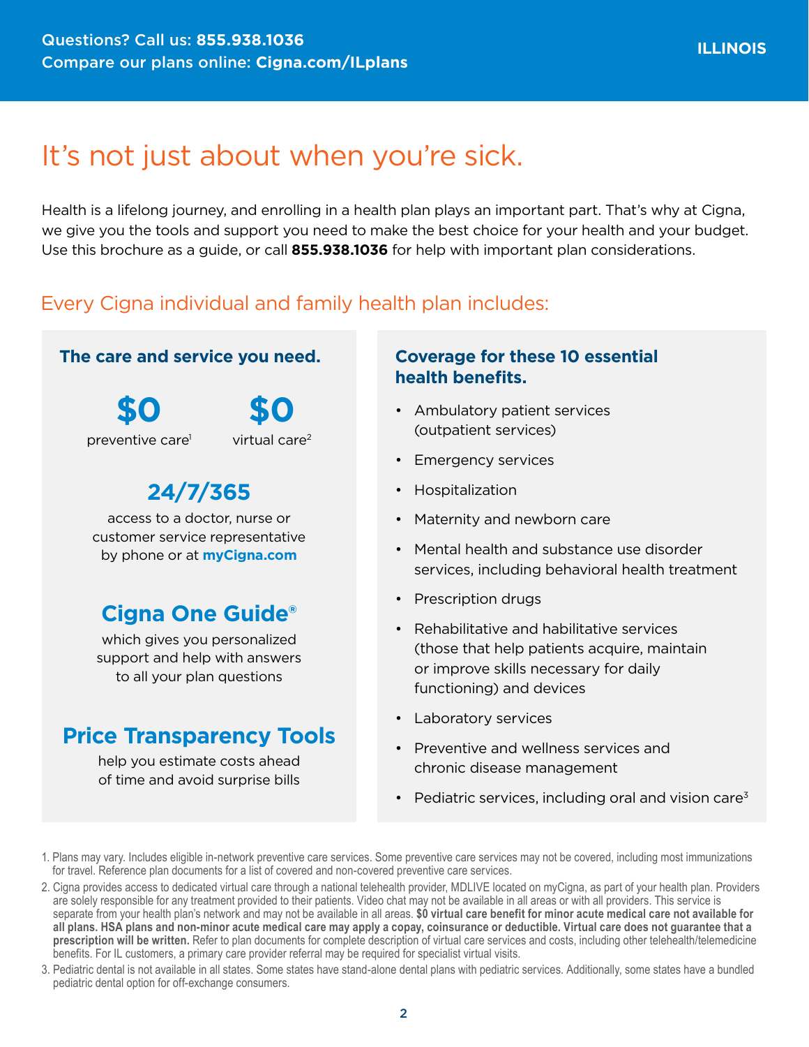Questions? Call us: **855.938.1036**
Compare our plans online: **Cigna.com/ILplans**

**ILLINOIS**

# It's not just about when you're sick.

Health is a lifelong journey, and enrolling in a health plan plays an important part. That's why at Cigna, we give you the tools and support you need to make the best choice for your health and your budget. Use this brochure as a guide, or call **855.938.1036** for help with important plan considerations.

## Every Cigna individual and family health plan includes:

### The care and service you need.

**$0** preventive care[1]

**$0** virtual care[2]

**24/7/365**
access to a doctor, nurse or customer service representative by phone or at **myCigna.com**

**Cigna One Guide®**
which gives you personalized support and help with answers to all your plan questions

**Price Transparency Tools**
help you estimate costs ahead of time and avoid surprise bills

### Coverage for these 10 essential health benefits.

- Ambulatory patient services (outpatient services)
- Emergency services
- Hospitalization
- Maternity and newborn care
- Mental health and substance use disorder services, including behavioral health treatment
- Prescription drugs
- Rehabilitative and habilitative services (those that help patients acquire, maintain or improve skills necessary for daily functioning) and devices
- Laboratory services
- Preventive and wellness services and chronic disease management
- Pediatric services, including oral and vision care[3]

1. Plans may vary. Includes eligible in-network preventive care services. Some preventive care services may not be covered, including most immunizations for travel. Reference plan documents for a list of covered and non-covered preventive care services.
2. Cigna provides access to dedicated virtual care through a national telehealth provider, MDLIVE located on myCigna, as part of your health plan. Providers are solely responsible for any treatment provided to their patients. Video chat may not be available in all areas or with all providers. This service is separate from your health plan's network and may not be available in all areas. **$0 virtual care benefit for minor acute medical care not available for all plans. HSA plans and non-minor acute medical care may apply a copay, coinsurance or deductible. Virtual care does not guarantee that a prescription will be written.** Refer to plan documents for complete description of virtual care services and costs, including other telehealth/telemedicine benefits. For IL customers, a primary care provider referral may be required for specialist virtual visits.
3. Pediatric dental is not available in all states. Some states have stand-alone dental plans with pediatric services. Additionally, some states have a bundled pediatric dental option for off-exchange consumers.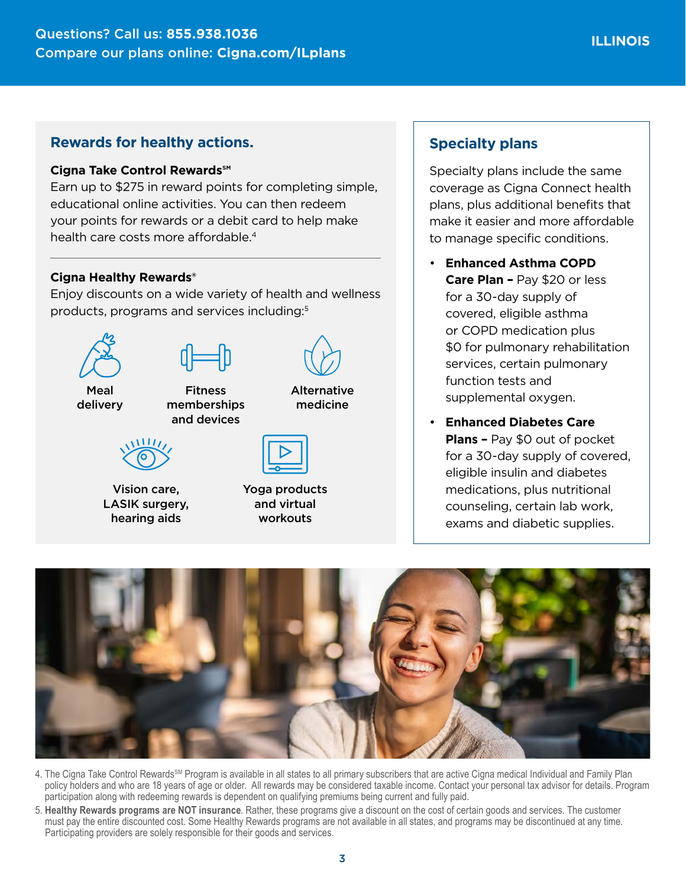## Rewards for healthy actions.

**Cigna Take Control Rewards℠**

Earn up to $275 in reward points for completing simple, educational online activities. You can then redeem your points for rewards or a debit card to help make health care costs more affordable.[4]

---

**Cigna Healthy Rewards®**

Enjoy discounts on a wide variety of health and wellness products, programs and services including:[5]

- Meal delivery
- Fitness memberships and devices
- Alternative medicine
- Vision care, LASIK surgery, hearing aids
- Yoga products and virtual workouts

## Specialty plans

Specialty plans include the same coverage as Cigna Connect health plans, plus additional benefits that make it easier and more affordable to manage specific conditions.

- **Enhanced Asthma COPD Care Plan –** Pay $20 or less for a 30-day supply of covered, eligible asthma or COPD medication plus $0 for pulmonary rehabilitation services, certain pulmonary function tests and supplemental oxygen.
- **Enhanced Diabetes Care Plans –** Pay $0 out of pocket for a 30-day supply of covered, eligible insulin and diabetes medications, plus nutritional counseling, certain lab work, exams and diabetic supplies.

4. The Cigna Take Control Rewards℠ Program is available in all states to all primary subscribers that are active Cigna medical Individual and Family Plan policy holders and who are 18 years of age or older. All rewards may be considered taxable income. Contact your personal tax advisor for details. Program participation along with redeeming rewards is dependent on qualifying premiums being current and fully paid.
5. **Healthy Rewards programs are NOT insurance**. Rather, these programs give a discount on the cost of certain goods and services. The customer must pay the entire discounted cost. Some Healthy Rewards programs are not available in all states, and programs may be discontinued at any time. Participating providers are solely responsible for their goods and services.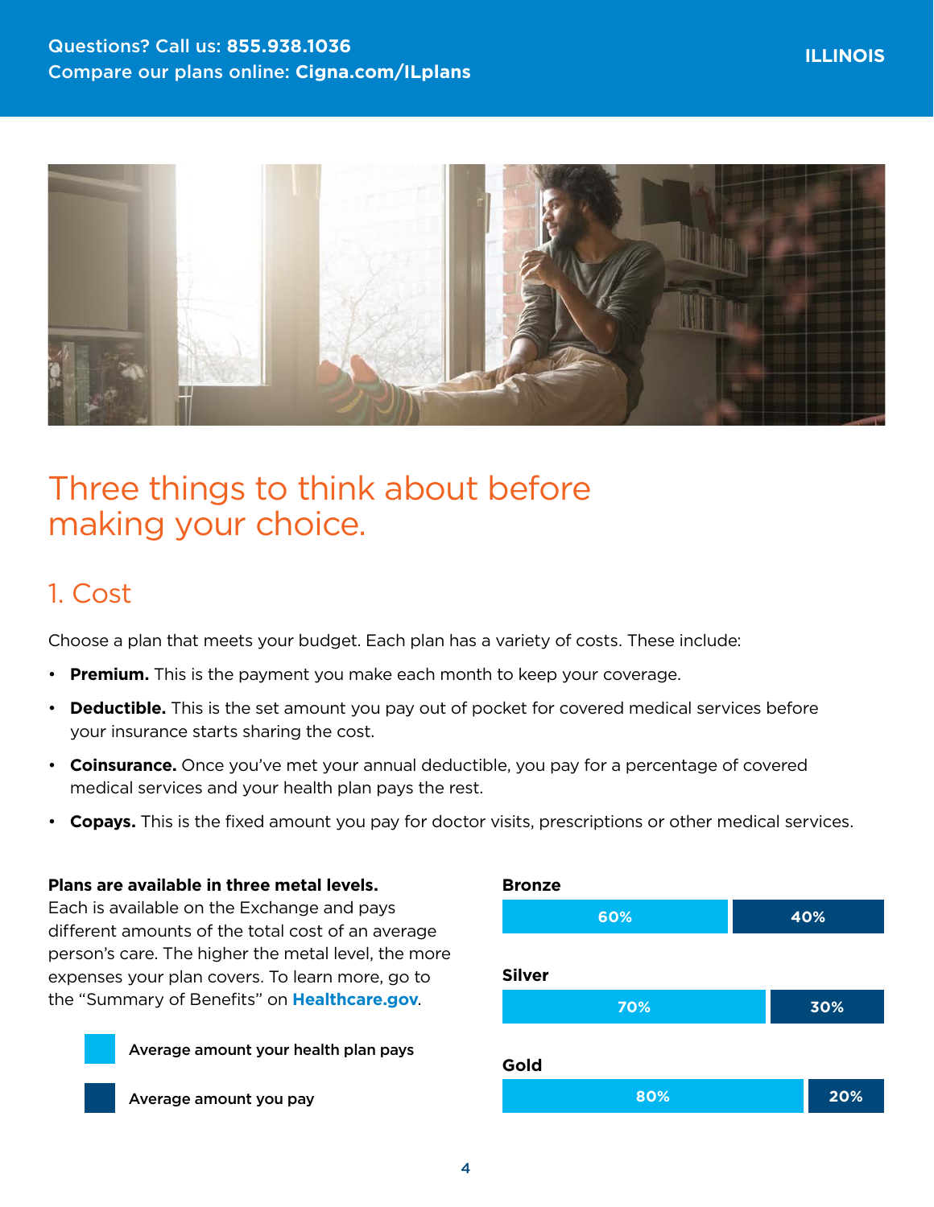# Three things to think about before making your choice.

## 1. Cost

Choose a plan that meets your budget. Each plan has a variety of costs. These include:

- **Premium.** This is the payment you make each month to keep your coverage.
- **Deductible.** This is the set amount you pay out of pocket for covered medical services before your insurance starts sharing the cost.
- **Coinsurance.** Once you've met your annual deductible, you pay for a percentage of covered medical services and your health plan pays the rest.
- **Copays.** This is the fixed amount you pay for doctor visits, prescriptions or other medical services.

**Plans are available in three metal levels.** Each is available on the Exchange and pays different amounts of the total cost of an average person's care. The higher the metal level, the more expenses your plan covers. To learn more, go to the "Summary of Benefits" on **Healthcare.gov**.

| Metal level | Average amount your health plan pays | Average amount you pay |
| --- | --- | --- |
| Bronze | 60% | 40% |
| Silver | 70% | 30% |
| Gold | 80% | 20% |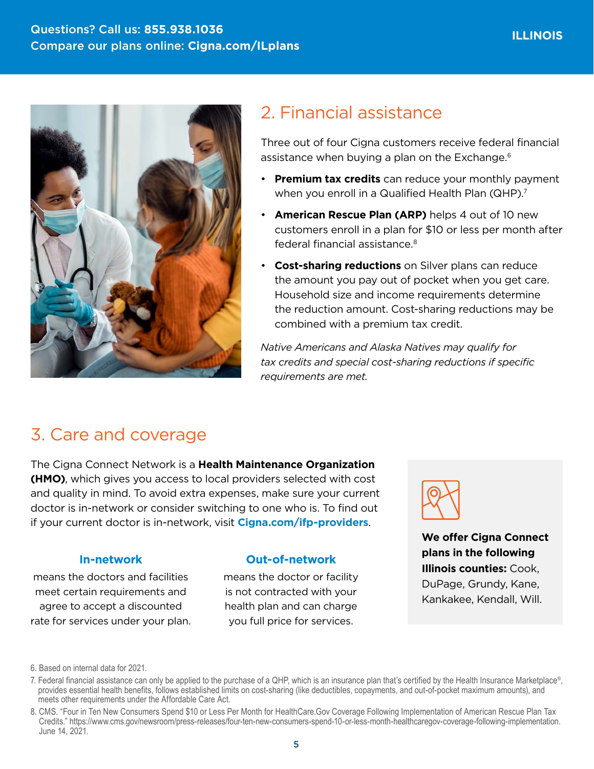## 2. Financial assistance

Three out of four Cigna customers receive federal financial assistance when buying a plan on the Exchange.[6]

- **Premium tax credits** can reduce your monthly payment when you enroll in a Qualified Health Plan (QHP).[7]
- **American Rescue Plan (ARP)** helps 4 out of 10 new customers enroll in a plan for $10 or less per month after federal financial assistance.[8]
- **Cost-sharing reductions** on Silver plans can reduce the amount you pay out of pocket when you get care. Household size and income requirements determine the reduction amount. Cost-sharing reductions may be combined with a premium tax credit.

*Native Americans and Alaska Natives may qualify for tax credits and special cost-sharing reductions if specific requirements are met.*

## 3. Care and coverage

The Cigna Connect Network is a **Health Maintenance Organization (HMO)**, which gives you access to local providers selected with cost and quality in mind. To avoid extra expenses, make sure your current doctor is in-network or consider switching to one who is. To find out if your current doctor is in-network, visit **Cigna.com/ifp-providers**.

### In-network

means the doctors and facilities meet certain requirements and agree to accept a discounted rate for services under your plan.

### Out-of-network

means the doctor or facility is not contracted with your health plan and can charge you full price for services.

**We offer Cigna Connect plans in the following Illinois counties:** Cook, DuPage, Grundy, Kane, Kankakee, Kendall, Will.

6. Based on internal data for 2021.

7. Federal financial assistance can only be applied to the purchase of a QHP, which is an insurance plan that's certified by the Health Insurance Marketplace®, provides essential health benefits, follows established limits on cost-sharing (like deductibles, copayments, and out-of-pocket maximum amounts), and meets other requirements under the Affordable Care Act.

8. CMS. "Four in Ten New Consumers Spend $10 or Less Per Month for HealthCare.Gov Coverage Following Implementation of American Rescue Plan Tax Credits." https://www.cms.gov/newsroom/press-releases/four-ten-new-consumers-spend-10-or-less-month-healthcaregov-coverage-following-implementation. June 14, 2021.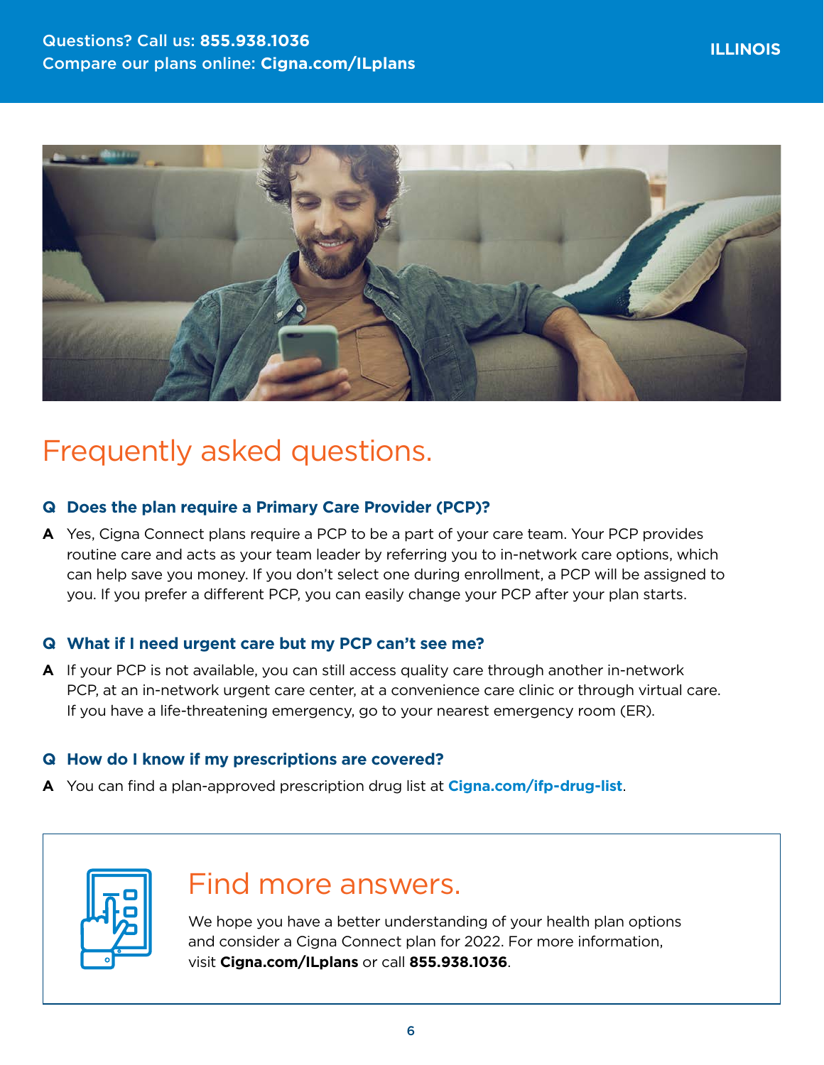Questions? Call us: **855.938.1036**
Compare our plans online: **Cigna.com/ILplans**

**ILLINOIS**

# Frequently asked questions.

**Q Does the plan require a Primary Care Provider (PCP)?**

**A** Yes, Cigna Connect plans require a PCP to be a part of your care team. Your PCP provides routine care and acts as your team leader by referring you to in-network care options, which can help save you money. If you don't select one during enrollment, a PCP will be assigned to you. If you prefer a different PCP, you can easily change your PCP after your plan starts.

**Q What if I need urgent care but my PCP can't see me?**

**A** If your PCP is not available, you can still access quality care through another in-network PCP, at an in-network urgent care center, at a convenience care clinic or through virtual care. If you have a life-threatening emergency, go to your nearest emergency room (ER).

**Q How do I know if my prescriptions are covered?**

**A** You can find a plan-approved prescription drug list at **Cigna.com/ifp-drug-list**.

## Find more answers.

We hope you have a better understanding of your health plan options and consider a Cigna Connect plan for 2022. For more information, visit **Cigna.com/ILplans** or call **855.938.1036**.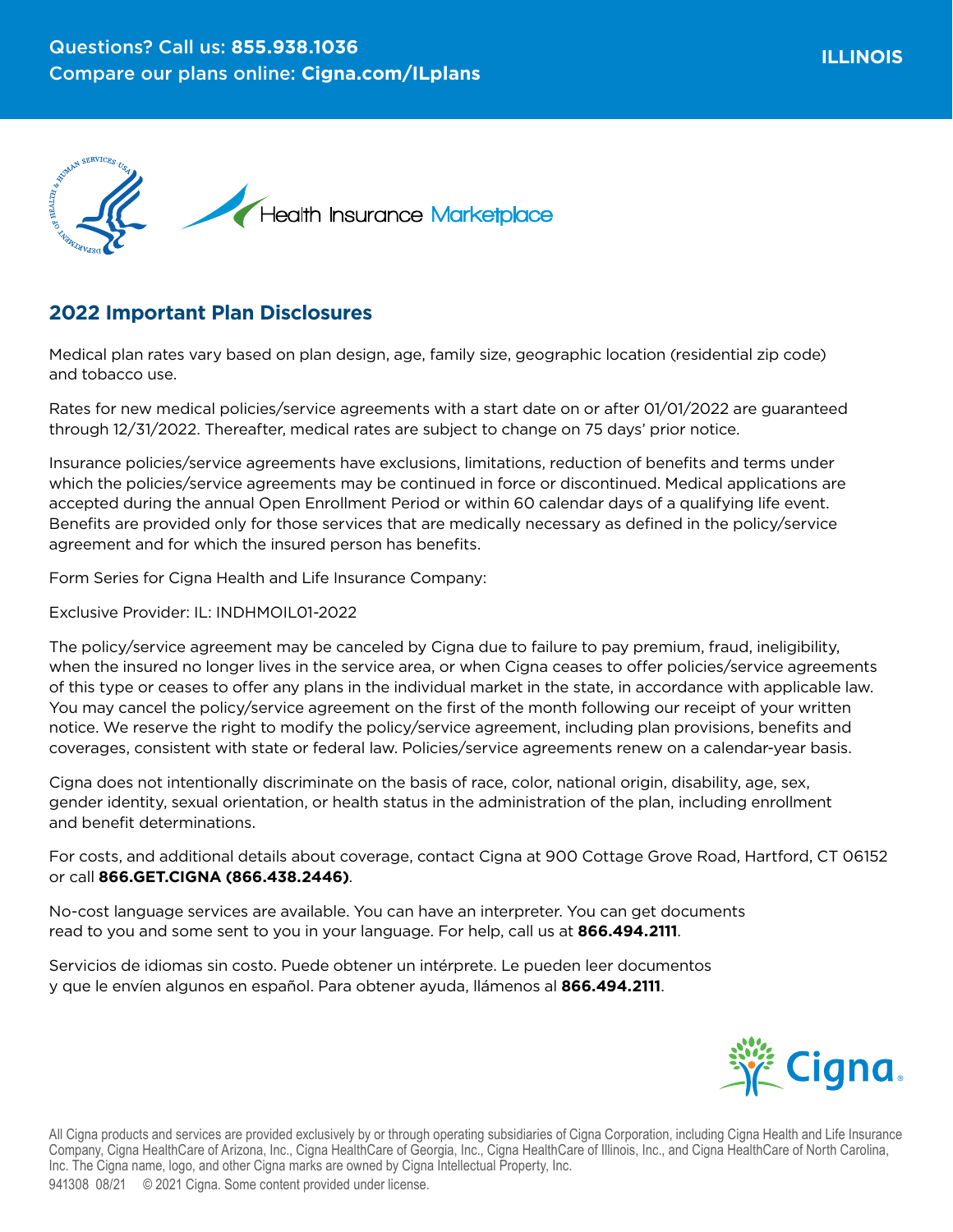Questions? Call us: **855.938.1036**
Compare our plans online: **Cigna.com/ILplans**

**ILLINOIS**

Health Insurance Marketplace

## 2022 Important Plan Disclosures

Medical plan rates vary based on plan design, age, family size, geographic location (residential zip code) and tobacco use.

Rates for new medical policies/service agreements with a start date on or after 01/01/2022 are guaranteed through 12/31/2022. Thereafter, medical rates are subject to change on 75 days' prior notice.

Insurance policies/service agreements have exclusions, limitations, reduction of benefits and terms under which the policies/service agreements may be continued in force or discontinued. Medical applications are accepted during the annual Open Enrollment Period or within 60 calendar days of a qualifying life event. Benefits are provided only for those services that are medically necessary as defined in the policy/service agreement and for which the insured person has benefits.

Form Series for Cigna Health and Life Insurance Company:

Exclusive Provider: IL: INDHMOIL01-2022

The policy/service agreement may be canceled by Cigna due to failure to pay premium, fraud, ineligibility, when the insured no longer lives in the service area, or when Cigna ceases to offer policies/service agreements of this type or ceases to offer any plans in the individual market in the state, in accordance with applicable law. You may cancel the policy/service agreement on the first of the month following our receipt of your written notice. We reserve the right to modify the policy/service agreement, including plan provisions, benefits and coverages, consistent with state or federal law. Policies/service agreements renew on a calendar-year basis.

Cigna does not intentionally discriminate on the basis of race, color, national origin, disability, age, sex, gender identity, sexual orientation, or health status in the administration of the plan, including enrollment and benefit determinations.

For costs, and additional details about coverage, contact Cigna at 900 Cottage Grove Road, Hartford, CT 06152 or call **866.GET.CIGNA (866.438.2446)**.

No-cost language services are available. You can have an interpreter. You can get documents read to you and some sent to you in your language. For help, call us at **866.494.2111**.

Servicios de idiomas sin costo. Puede obtener un intérprete. Le pueden leer documentos y que le envíen algunos en español. Para obtener ayuda, llámenos al **866.494.2111**.

Cigna.

All Cigna products and services are provided exclusively by or through operating subsidiaries of Cigna Corporation, including Cigna Health and Life Insurance Company, Cigna HealthCare of Arizona, Inc., Cigna HealthCare of Georgia, Inc., Cigna HealthCare of Illinois, Inc., and Cigna HealthCare of North Carolina, Inc. The Cigna name, logo, and other Cigna marks are owned by Cigna Intellectual Property, Inc.

941308 08/21 © 2021 Cigna. Some content provided under license.